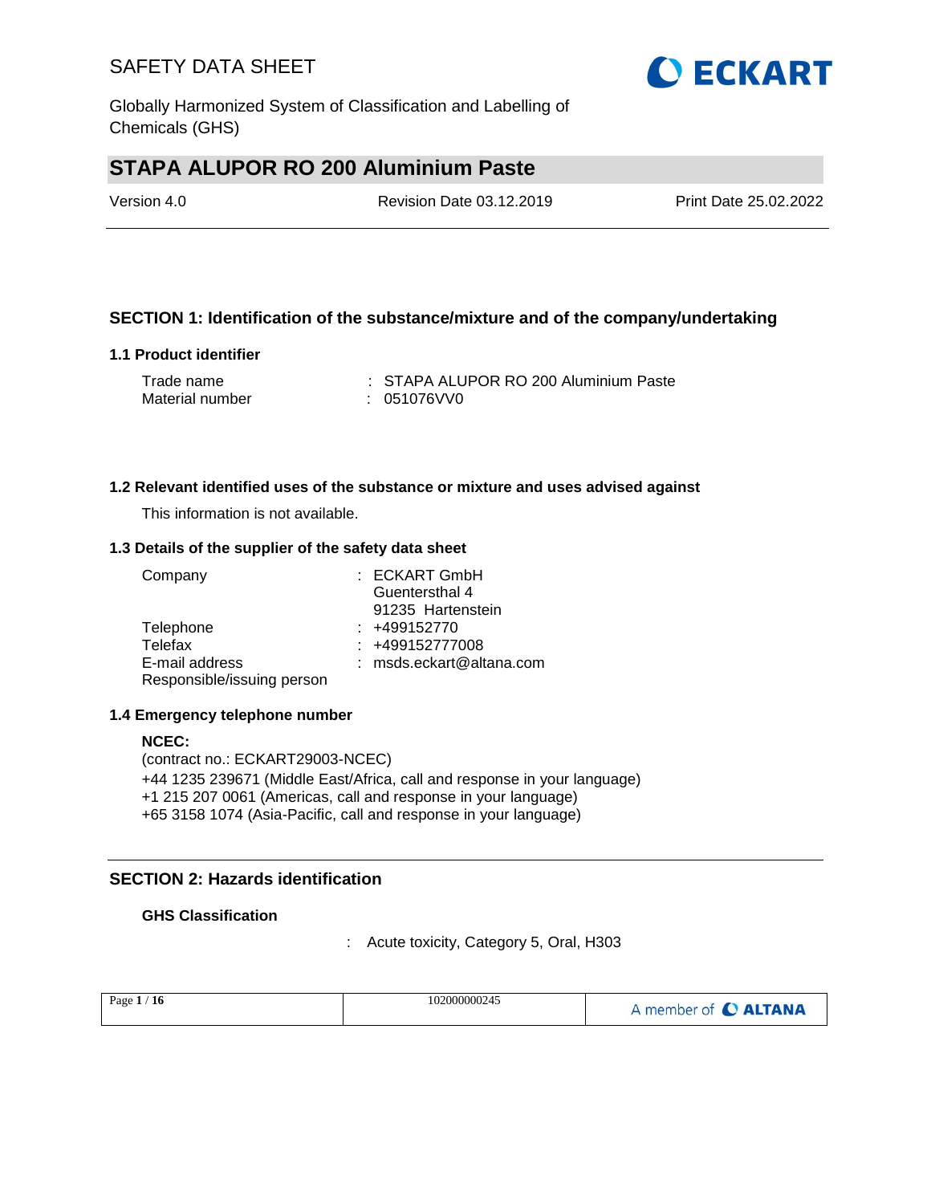# SAFETY DATA SHEET

Globally Harmonized System of Classification and Labelling of Chemicals (GHS)

## STAPA ALUPOR RO 200 Aluminium Paste

Version 4.0 | Revision Date 03.12.2019 | Print Date 25.02.2022

## SECTION 1: Identification of the substance/mixture and of the company/undertaking

### 1.1 Product identifier

Trade name : STAPA ALUPOR RO 200 Aluminium Paste
Material number : 051076VV0

### 1.2 Relevant identified uses of the substance or mixture and uses advised against

This information is not available.

### 1.3 Details of the supplier of the safety data sheet

Company : ECKART GmbH
Guentersthal 4
91235 Hartenstein

Telephone : +499152770
Telefax : +499152777008
E-mail address : msds.eckart@altana.com
Responsible/issuing person

### 1.4 Emergency telephone number

**NCEC:**
(contract no.: ECKART29003-NCEC)
+44 1235 239671 (Middle East/Africa, call and response in your language)
+1 215 207 0061 (Americas, call and response in your language)
+65 3158 1074 (Asia-Pacific, call and response in your language)

## SECTION 2: Hazards identification

**GHS Classification**

: Acute toxicity, Category 5, Oral, H303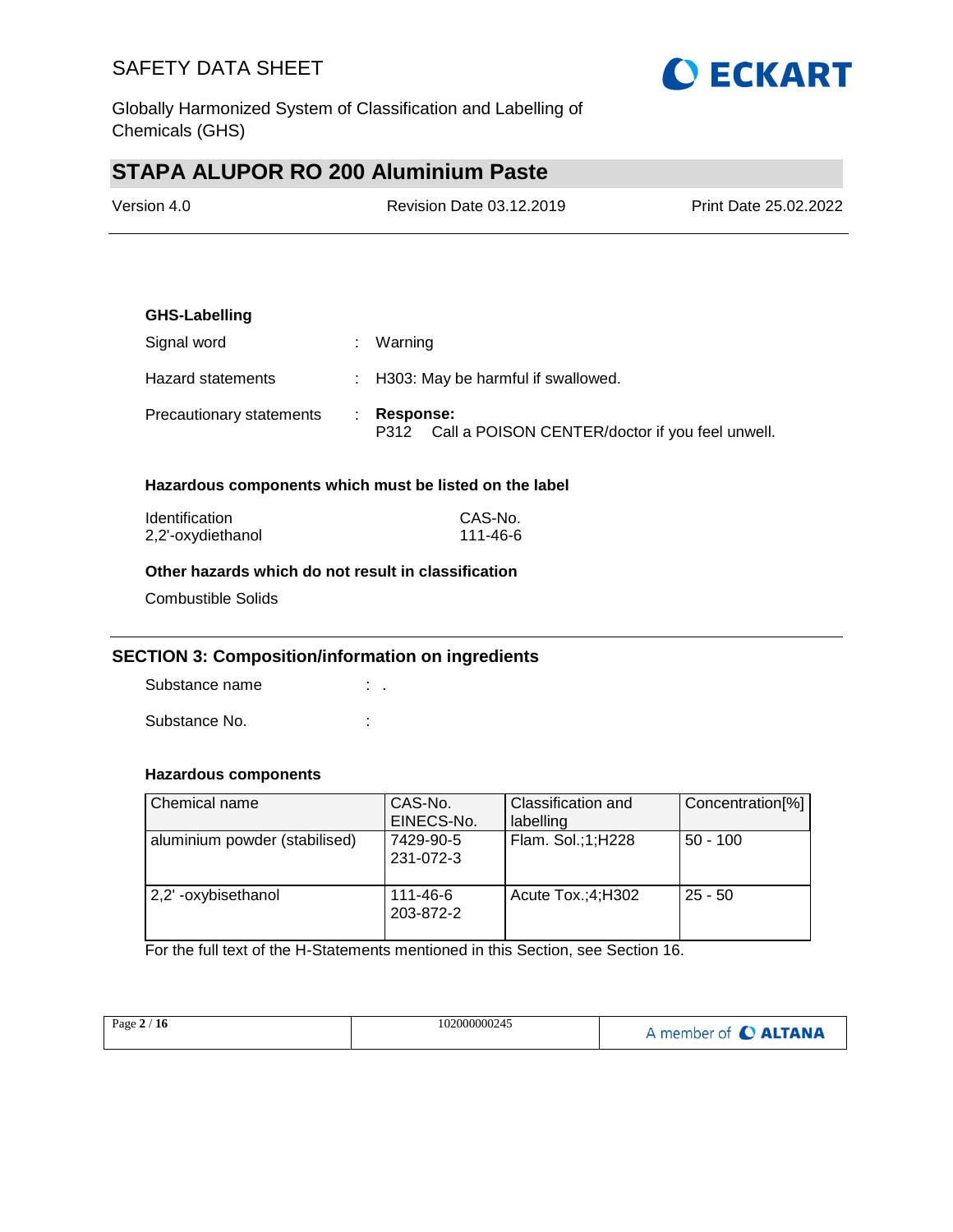**GHS-Labelling**

Signal word : Warning

Hazard statements : H303: May be harmful if swallowed.

Precautionary statements : **Response:**
P312 Call a POISON CENTER/doctor if you feel unwell.

**Hazardous components which must be listed on the label**

| Identification | CAS-No. |
|---|---|
| 2,2'-oxydiethanol | 111-46-6 |

**Other hazards which do not result in classification**

Combustible Solids

## SECTION 3: Composition/information on ingredients

Substance name : .

Substance No. :

**Hazardous components**

| Chemical name | CAS-No. EINECS-No. | Classification and labelling | Concentration[%] |
|---|---|---|---|
| aluminium powder (stabilised) | 7429-90-5 231-072-3 | Flam. Sol.;1;H228 | 50 - 100 |
| 2,2' -oxybisethanol | 111-46-6 203-872-2 | Acute Tox.;4;H302 | 25 - 50 |

For the full text of the H-Statements mentioned in this Section, see Section 16.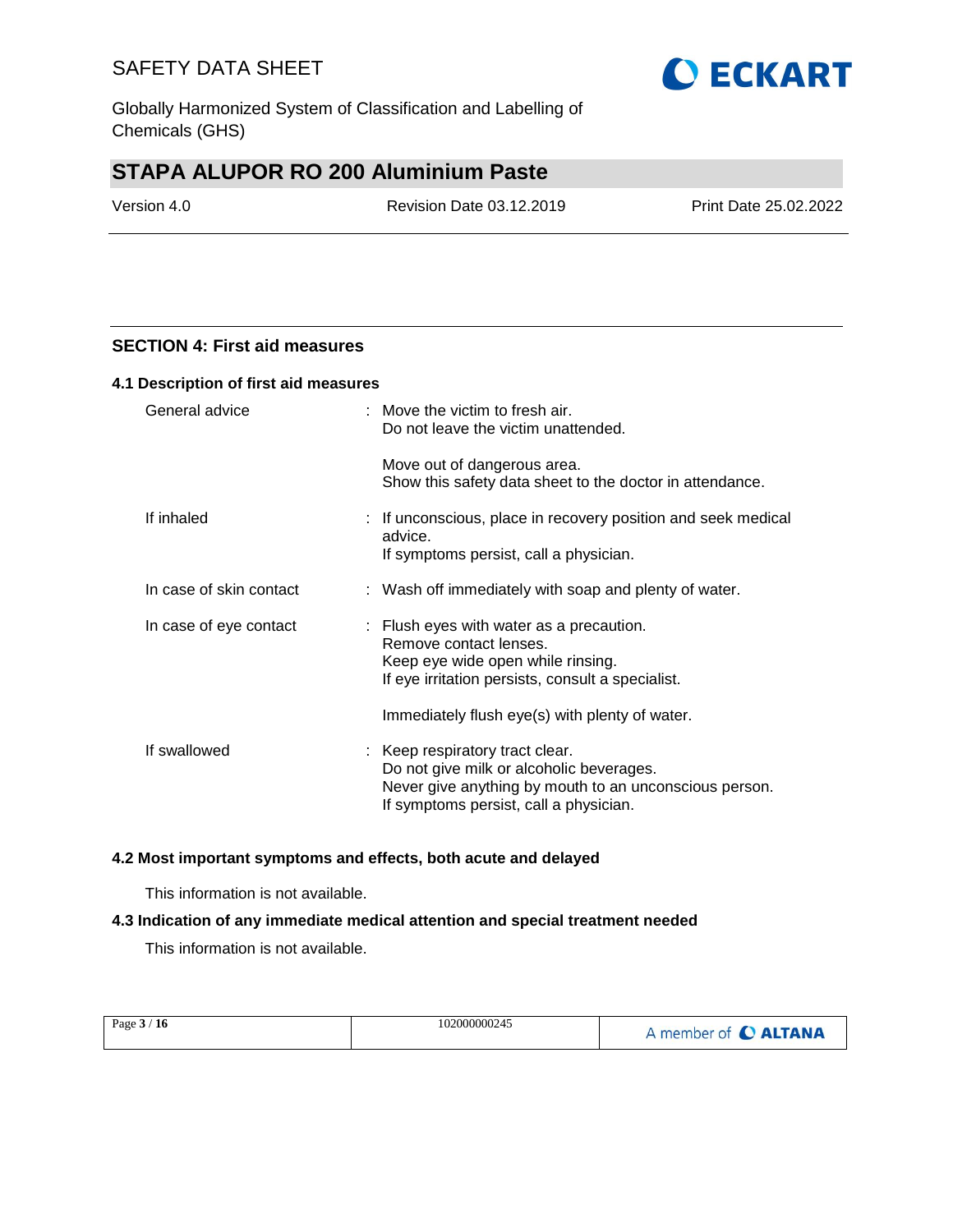## SECTION 4: First aid measures

### 4.1 Description of first aid measures

| | |
|---|---|
| General advice | : Move the victim to fresh air.<br>Do not leave the victim unattended.<br><br>Move out of dangerous area.<br>Show this safety data sheet to the doctor in attendance. |
| If inhaled | : If unconscious, place in recovery position and seek medical advice.<br>If symptoms persist, call a physician. |
| In case of skin contact | : Wash off immediately with soap and plenty of water. |
| In case of eye contact | : Flush eyes with water as a precaution.<br>Remove contact lenses.<br>Keep eye wide open while rinsing.<br>If eye irritation persists, consult a specialist.<br><br>Immediately flush eye(s) with plenty of water. |
| If swallowed | : Keep respiratory tract clear.<br>Do not give milk or alcoholic beverages.<br>Never give anything by mouth to an unconscious person.<br>If symptoms persist, call a physician. |

### 4.2 Most important symptoms and effects, both acute and delayed

This information is not available.

### 4.3 Indication of any immediate medical attention and special treatment needed

This information is not available.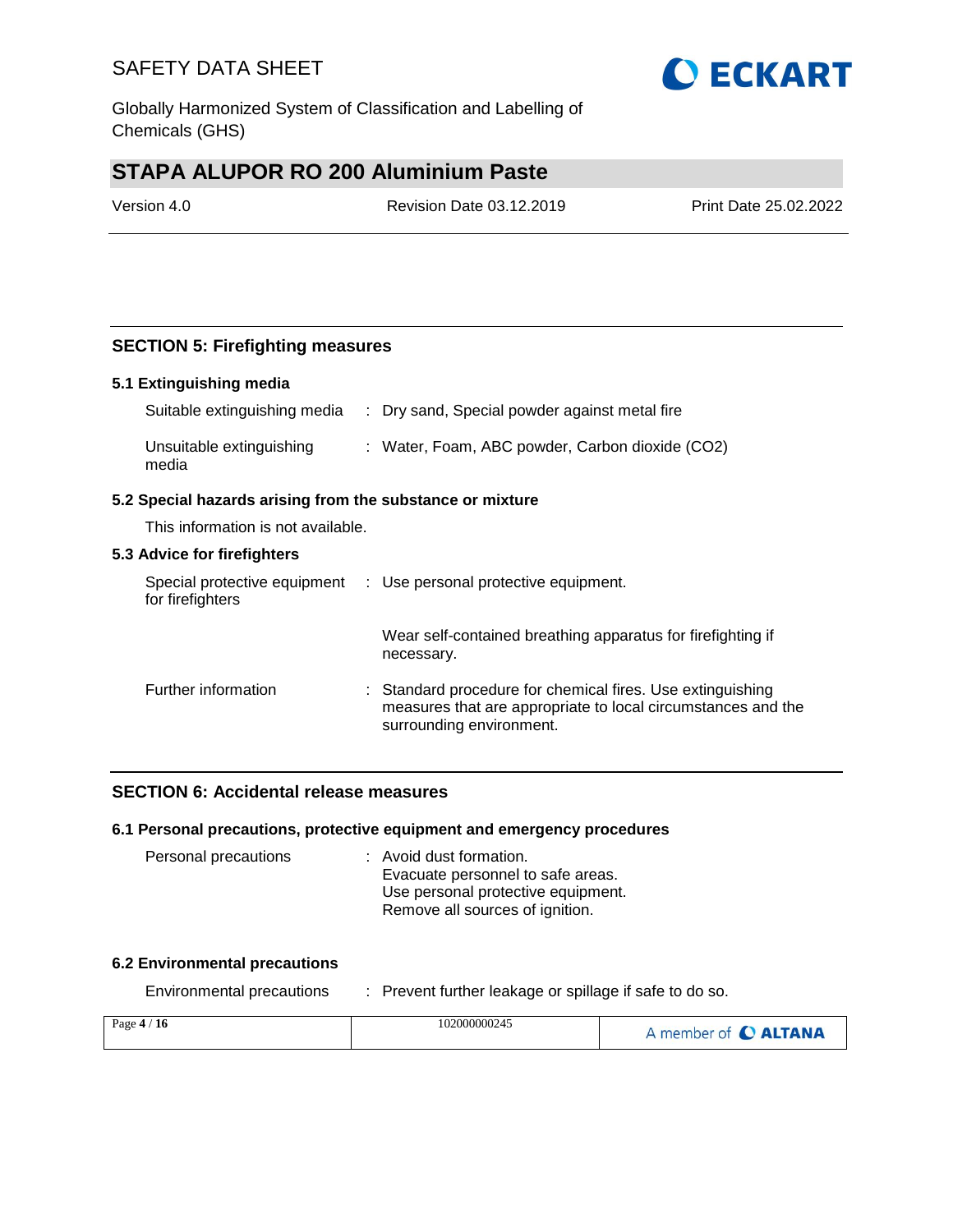## SECTION 5: Firefighting measures

### 5.1 Extinguishing media

| | |
|---|---|
| Suitable extinguishing media | : Dry sand, Special powder against metal fire |
| Unsuitable extinguishing media | : Water, Foam, ABC powder, Carbon dioxide ($CO_2$) |

### 5.2 Special hazards arising from the substance or mixture

This information is not available.

### 5.3 Advice for firefighters

| | |
|---|---|
| Special protective equipment for firefighters | : Use personal protective equipment. |
| | Wear self-contained breathing apparatus for firefighting if necessary. |
| Further information | : Standard procedure for chemical fires. Use extinguishing measures that are appropriate to local circumstances and the surrounding environment. |

## SECTION 6: Accidental release measures

### 6.1 Personal precautions, protective equipment and emergency procedures

| | |
|---|---|
| Personal precautions | : Avoid dust formation.<br>Evacuate personnel to safe areas.<br>Use personal protective equipment.<br>Remove all sources of ignition. |

### 6.2 Environmental precautions

| | |
|---|---|
| Environmental precautions | : Prevent further leakage or spillage if safe to do so. |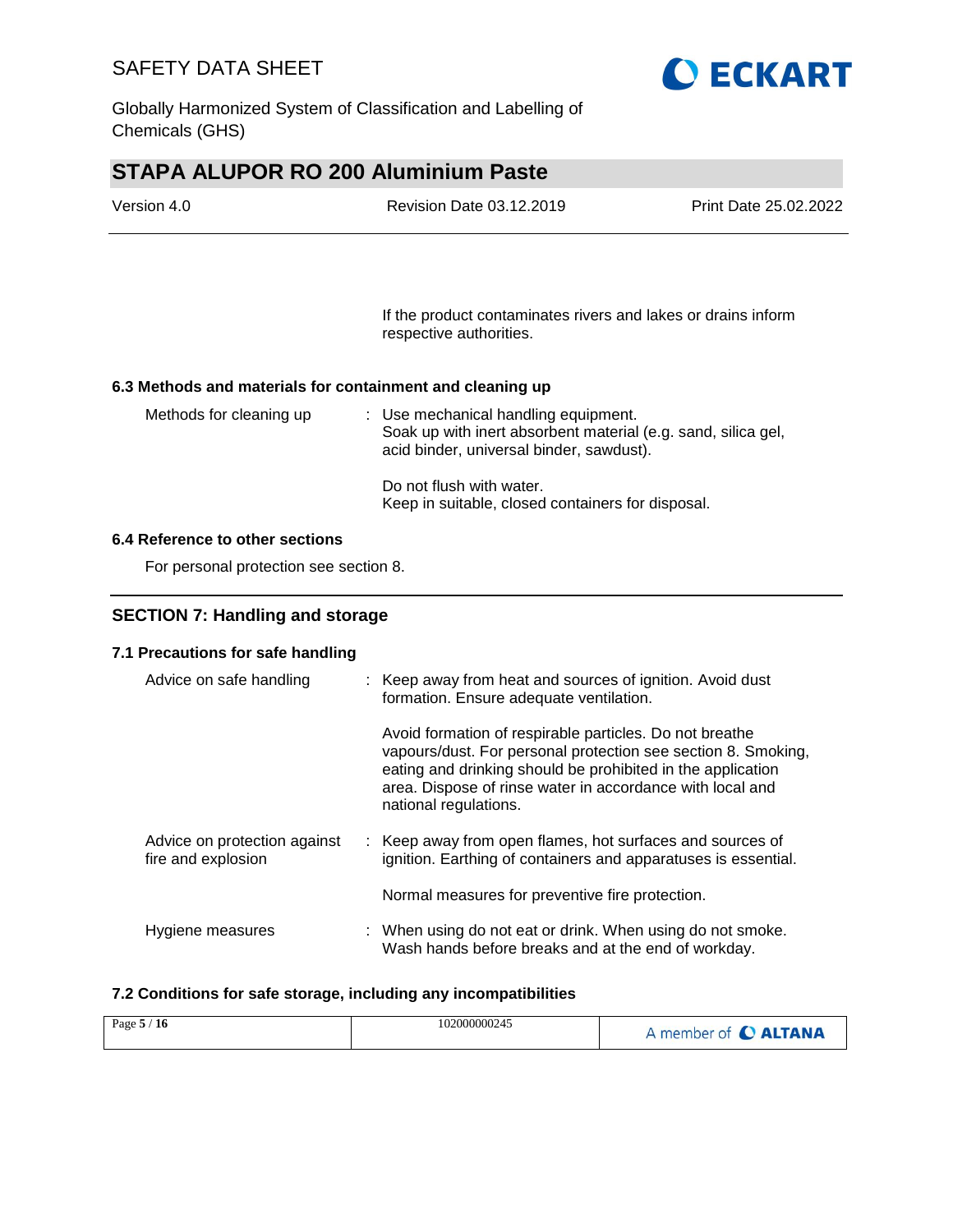If the product contaminates rivers and lakes or drains inform respective authorities.

### 6.3 Methods and materials for containment and cleaning up

| | |
|---|---|
| Methods for cleaning up | : Use mechanical handling equipment. Soak up with inert absorbent material (e.g. sand, silica gel, acid binder, universal binder, sawdust).<br><br>Do not flush with water. Keep in suitable, closed containers for disposal. |

### 6.4 Reference to other sections

For personal protection see section 8.

## SECTION 7: Handling and storage

### 7.1 Precautions for safe handling

| | |
|---|---|
| Advice on safe handling | : Keep away from heat and sources of ignition. Avoid dust formation. Ensure adequate ventilation.<br><br>Avoid formation of respirable particles. Do not breathe vapours/dust. For personal protection see section 8. Smoking, eating and drinking should be prohibited in the application area. Dispose of rinse water in accordance with local and national regulations. |
| Advice on protection against fire and explosion | : Keep away from open flames, hot surfaces and sources of ignition. Earthing of containers and apparatuses is essential.<br><br>Normal measures for preventive fire protection. |
| Hygiene measures | : When using do not eat or drink. When using do not smoke. Wash hands before breaks and at the end of workday. |

### 7.2 Conditions for safe storage, including any incompatibilities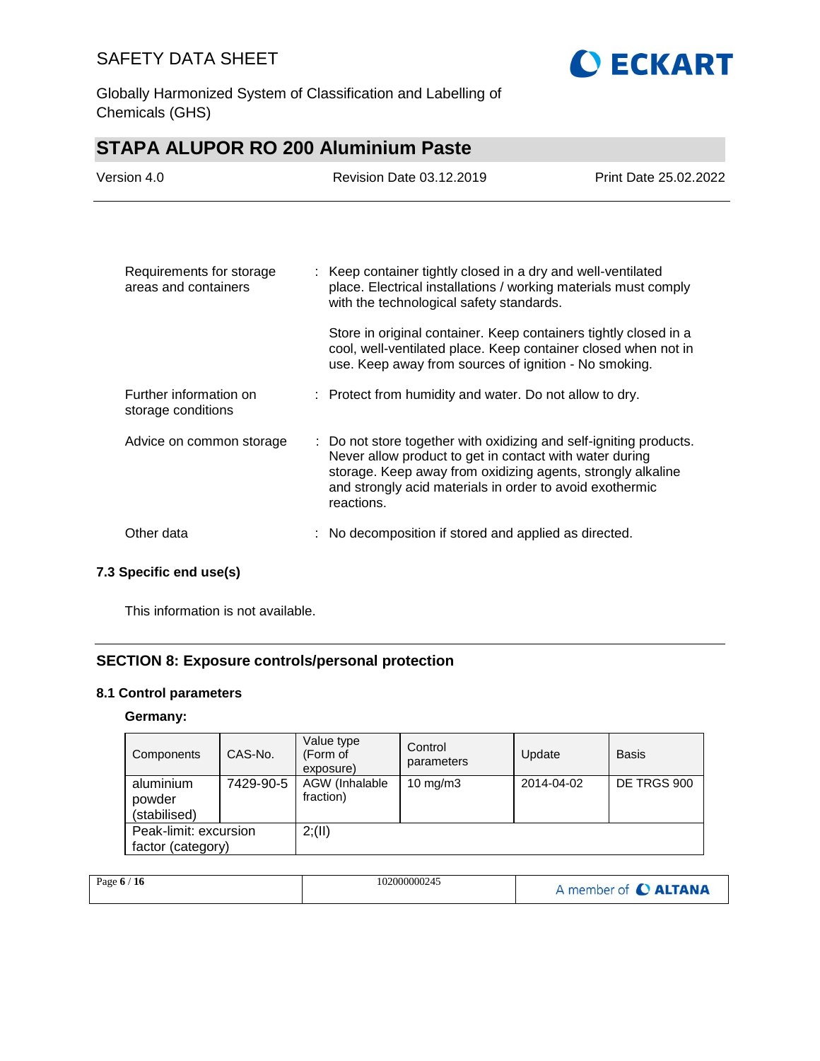| | | |
|---|---|---|
| Requirements for storage areas and containers | : | Keep container tightly closed in a dry and well-ventilated place. Electrical installations / working materials must comply with the technological safety standards. <br><br> Store in original container. Keep containers tightly closed in a cool, well-ventilated place. Keep container closed when not in use. Keep away from sources of ignition - No smoking. |
| Further information on storage conditions | : | Protect from humidity and water. Do not allow to dry. |
| Advice on common storage | : | Do not store together with oxidizing and self-igniting products. Never allow product to get in contact with water during storage. Keep away from oxidizing agents, strongly alkaline and strongly acid materials in order to avoid exothermic reactions. |
| Other data | : | No decomposition if stored and applied as directed. |

### 7.3 Specific end use(s)

This information is not available.

## SECTION 8: Exposure controls/personal protection

### 8.1 Control parameters

**Germany:**

| Components | CAS-No. | Value type (Form of exposure) | Control parameters | Update | Basis |
|---|---|---|---|---|---|
| aluminium powder (stabilised) | 7429-90-5 | AGW (Inhalable fraction) | 10 mg/m3 | 2014-04-02 | DE TRGS 900 |
| Peak-limit: excursion factor (category) | | 2;(II) | | | |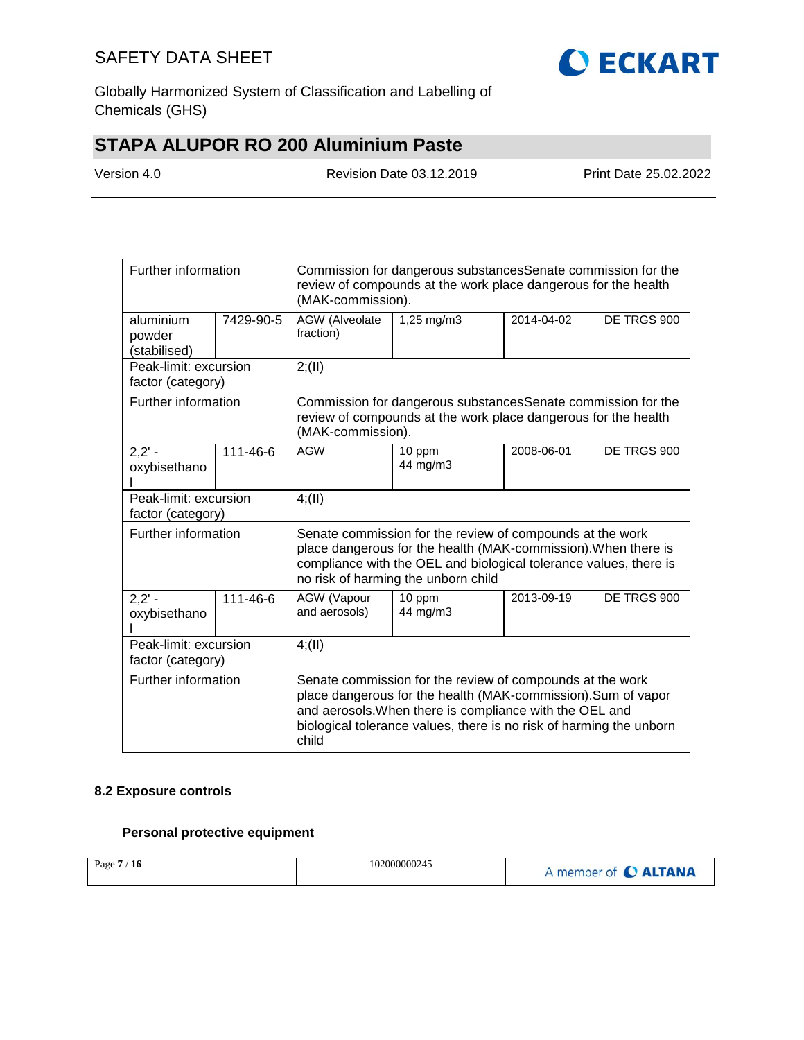| | | | | | |
|---|---|---|---|---|---|
| Further information | | Commission for dangerous substancesSenate commission for the review of compounds at the work place dangerous for the health (MAK-commission). | | | |
| aluminium powder (stabilised) | 7429-90-5 | AGW (Alveolate fraction) | 1,25 mg/m3 | 2014-04-02 | DE TRGS 900 |
| Peak-limit: excursion factor (category) | | 2;(II) | | | |
| Further information | | Commission for dangerous substancesSenate commission for the review of compounds at the work place dangerous for the health (MAK-commission). | | | |
| 2,2' - oxybisethanol | 111-46-6 | AGW | 10 ppm 44 mg/m3 | 2008-06-01 | DE TRGS 900 |
| Peak-limit: excursion factor (category) | | 4;(II) | | | |
| Further information | | Senate commission for the review of compounds at the work place dangerous for the health (MAK-commission).When there is compliance with the OEL and biological tolerance values, there is no risk of harming the unborn child | | | |
| 2,2' - oxybisethanol | 111-46-6 | AGW (Vapour and aerosols) | 10 ppm 44 mg/m3 | 2013-09-19 | DE TRGS 900 |
| Peak-limit: excursion factor (category) | | 4;(II) | | | |
| Further information | | Senate commission for the review of compounds at the work place dangerous for the health (MAK-commission).Sum of vapor and aerosols.When there is compliance with the OEL and biological tolerance values, there is no risk of harming the unborn child | | | |

**8.2 Exposure controls**

**Personal protective equipment**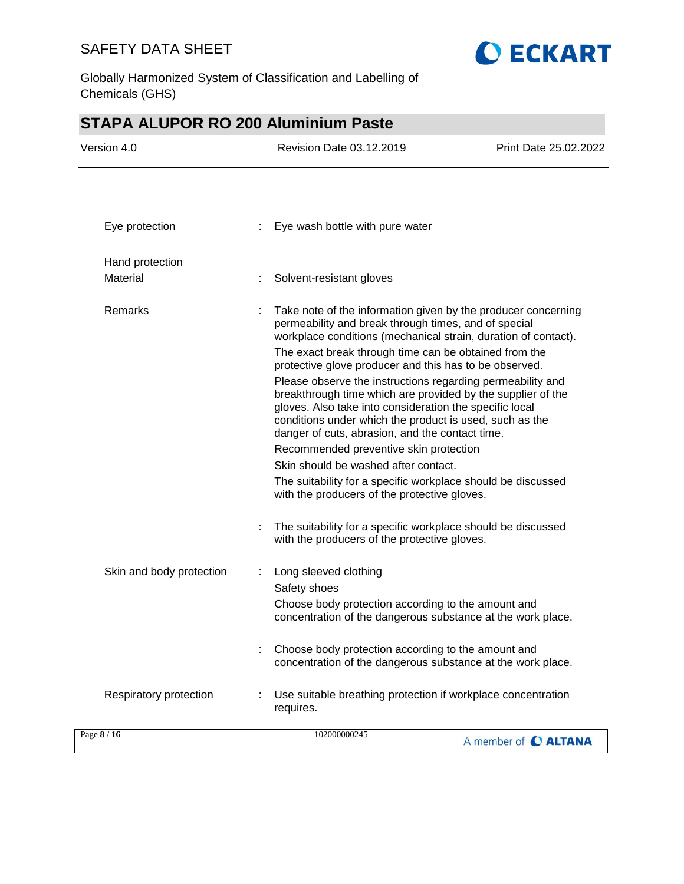| | | |
|---|---|---|
| Eye protection | : | Eye wash bottle with pure water |
| Hand protection | | |
| Material | : | Solvent-resistant gloves |
| Remarks | : | Take note of the information given by the producer concerning permeability and break through times, and of special workplace conditions (mechanical strain, duration of contact).<br>The exact break through time can be obtained from the protective glove producer and this has to be observed.<br>Please observe the instructions regarding permeability and breakthrough time which are provided by the supplier of the gloves. Also take into consideration the specific local conditions under which the product is used, such as the danger of cuts, abrasion, and the contact time.<br>Recommended preventive skin protection<br>Skin should be washed after contact.<br>The suitability for a specific workplace should be discussed with the producers of the protective gloves. |
| | : | The suitability for a specific workplace should be discussed with the producers of the protective gloves. |
| Skin and body protection | : | Long sleeved clothing<br>Safety shoes<br>Choose body protection according to the amount and concentration of the dangerous substance at the work place. |
| | : | Choose body protection according to the amount and concentration of the dangerous substance at the work place. |
| Respiratory protection | : | Use suitable breathing protection if workplace concentration requires. |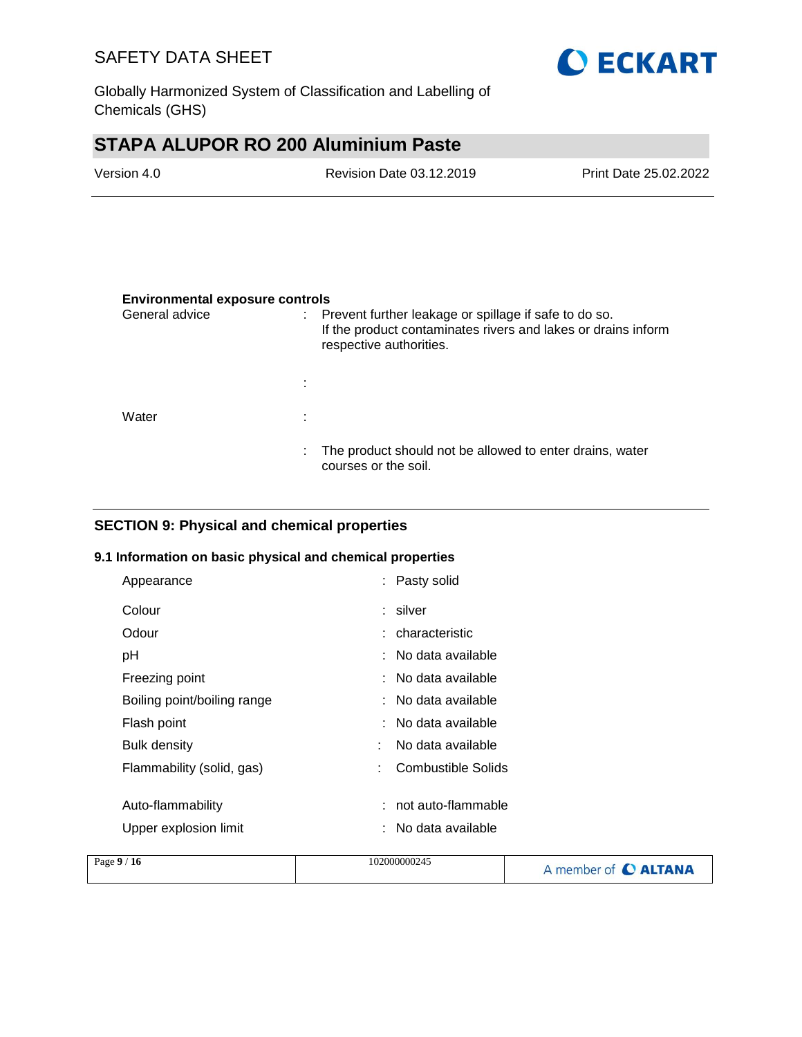**Environmental exposure controls**

| | | |
|---|---|---|
| General advice | : | Prevent further leakage or spillage if safe to do so. If the product contaminates rivers and lakes or drains inform respective authorities. |
| | : | |
| Water | : | |
| | : | The product should not be allowed to enter drains, water courses or the soil. |

## SECTION 9: Physical and chemical properties

### 9.1 Information on basic physical and chemical properties

| | | |
|---|---|---|
| Appearance | : | Pasty solid |
| Colour | : | silver |
| Odour | : | characteristic |
| pH | : | No data available |
| Freezing point | : | No data available |
| Boiling point/boiling range | : | No data available |
| Flash point | : | No data available |
| Bulk density | : | No data available |
| Flammability (solid, gas) | : | Combustible Solids |
| Auto-flammability | : | not auto-flammable |
| Upper explosion limit | : | No data available |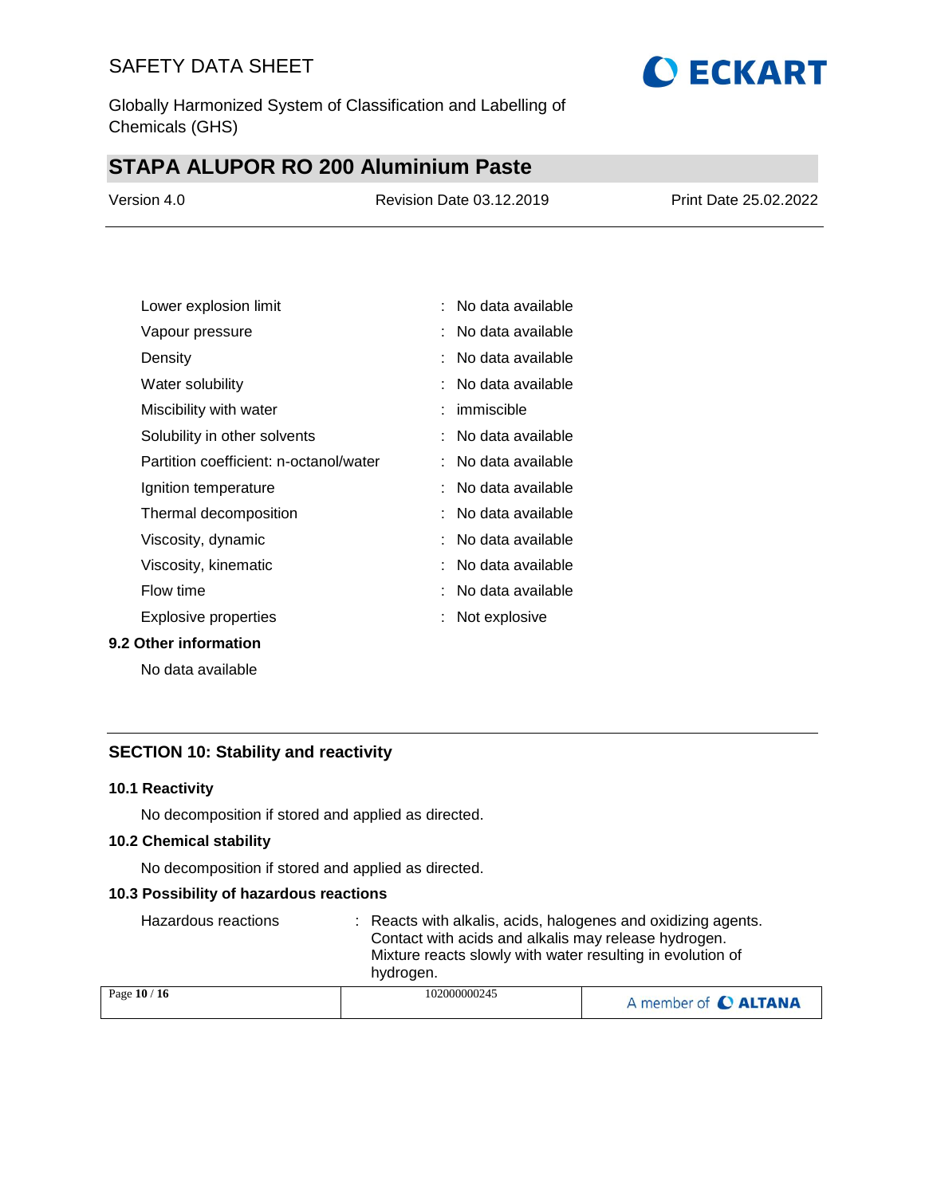| | | |
|---|---|---|
| Lower explosion limit | : | No data available |
| Vapour pressure | : | No data available |
| Density | : | No data available |
| Water solubility | : | No data available |
| Miscibility with water | : | immiscible |
| Solubility in other solvents | : | No data available |
| Partition coefficient: n-octanol/water | : | No data available |
| Ignition temperature | : | No data available |
| Thermal decomposition | : | No data available |
| Viscosity, dynamic | : | No data available |
| Viscosity, kinematic | : | No data available |
| Flow time | : | No data available |
| Explosive properties | : | Not explosive |

### 9.2 Other information

No data available

## SECTION 10: Stability and reactivity

### 10.1 Reactivity

No decomposition if stored and applied as directed.

### 10.2 Chemical stability

No decomposition if stored and applied as directed.

### 10.3 Possibility of hazardous reactions

| | | |
|---|---|---|
| Hazardous reactions | : | Reacts with alkalis, acids, halogenes and oxidizing agents. Contact with acids and alkalis may release hydrogen. Mixture reacts slowly with water resulting in evolution of hydrogen. |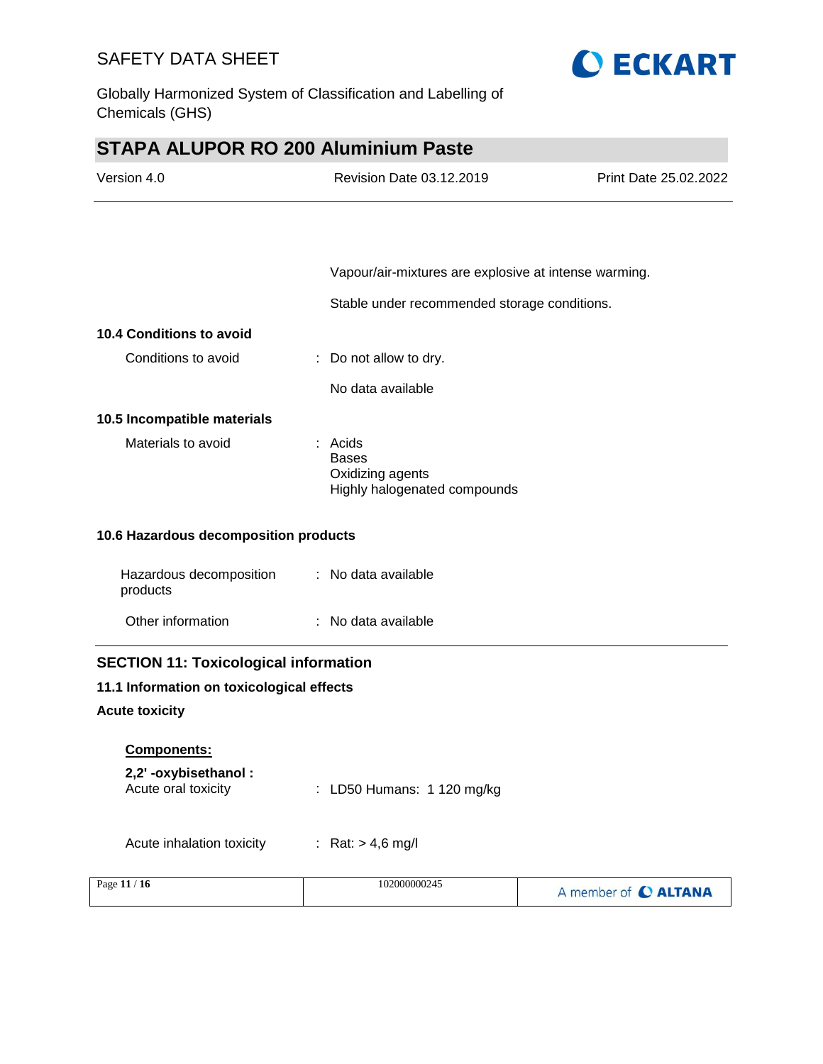Vapour/air-mixtures are explosive at intense warming.

Stable under recommended storage conditions.

### 10.4 Conditions to avoid

Conditions to avoid : Do not allow to dry.

No data available

### 10.5 Incompatible materials

Materials to avoid : Acids
Bases
Oxidizing agents
Highly halogenated compounds

### 10.6 Hazardous decomposition products

Hazardous decomposition products : No data available

Other information : No data available

## SECTION 11: Toxicological information

### 11.1 Information on toxicological effects

**Acute toxicity**

**Components:**

**2,2' -oxybisethanol :**

Acute oral toxicity : LD50 Humans: 1 120 mg/kg

Acute inhalation toxicity : Rat: > 4,6 mg/l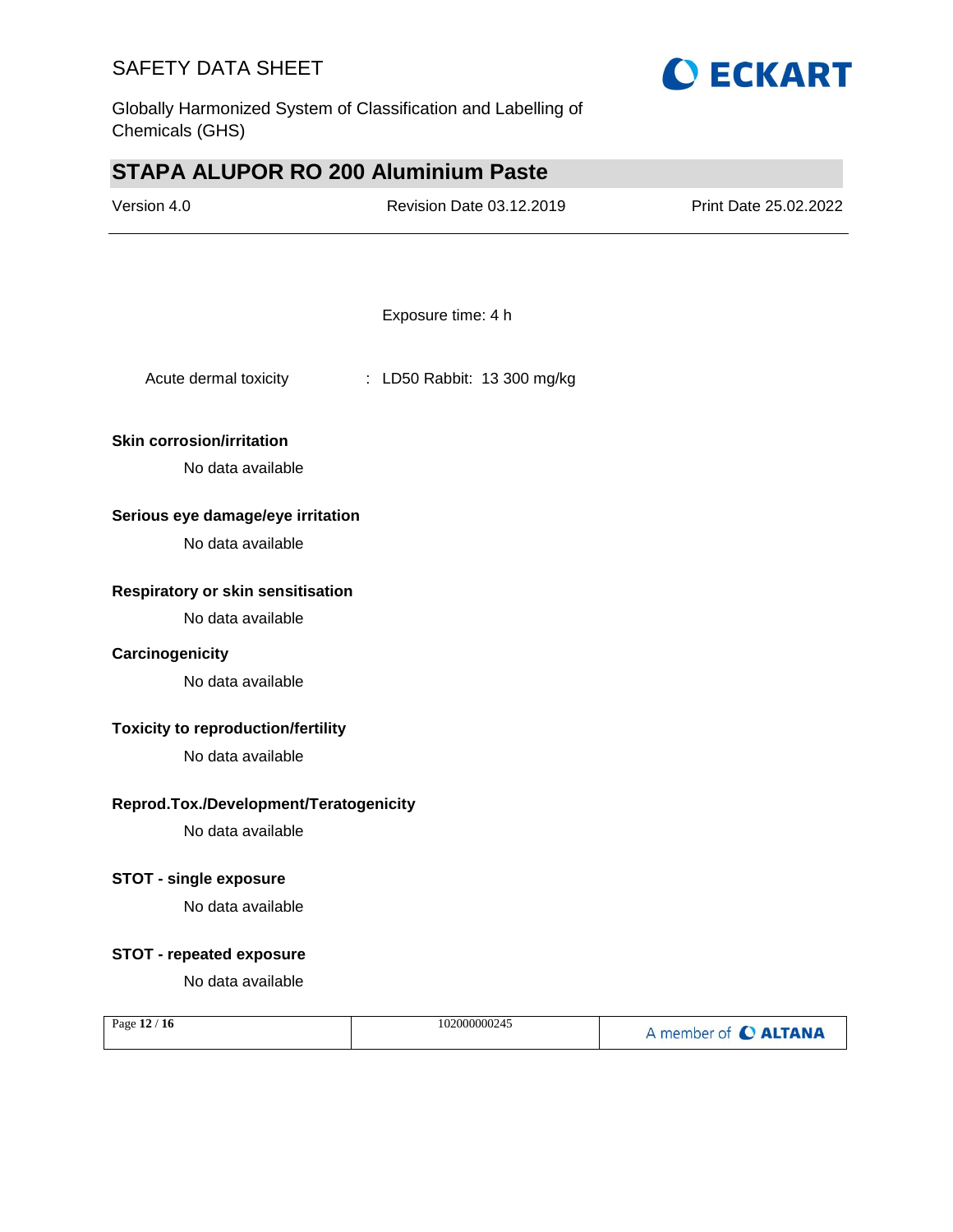Exposure time: 4 h

Acute dermal toxicity : LD50 Rabbit: 13 300 mg/kg

**Skin corrosion/irritation**

No data available

**Serious eye damage/eye irritation**

No data available

**Respiratory or skin sensitisation**

No data available

**Carcinogenicity**

No data available

**Toxicity to reproduction/fertility**

No data available

**Reprod.Tox./Development/Teratogenicity**

No data available

**STOT - single exposure**

No data available

**STOT - repeated exposure**

No data available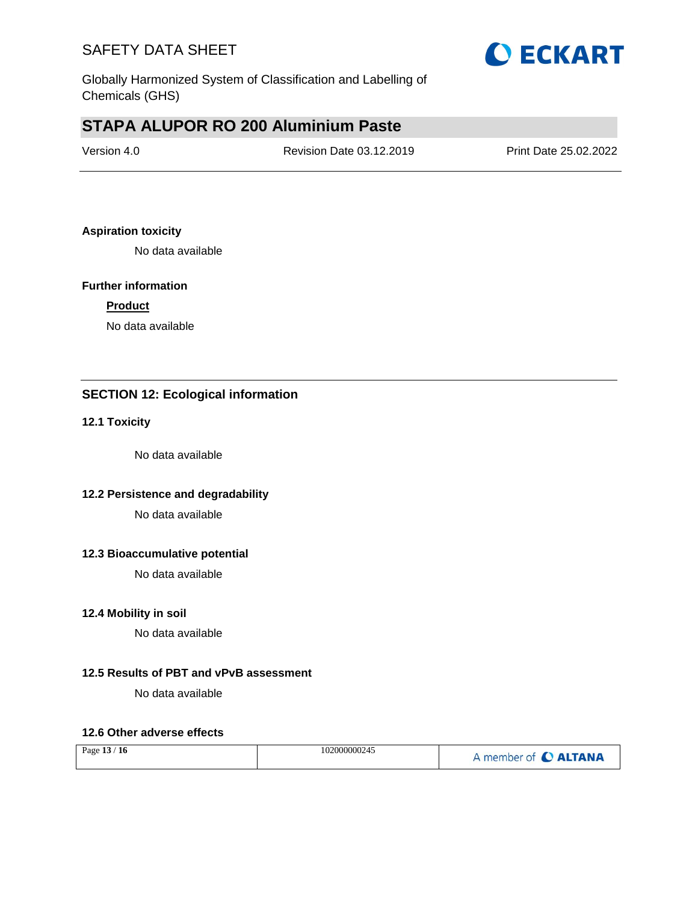**Aspiration toxicity**

No data available

**Further information**

**Product**

No data available

## SECTION 12: Ecological information

### 12.1 Toxicity

No data available

### 12.2 Persistence and degradability

No data available

### 12.3 Bioaccumulative potential

No data available

### 12.4 Mobility in soil

No data available

### 12.5 Results of PBT and vPvB assessment

No data available

### 12.6 Other adverse effects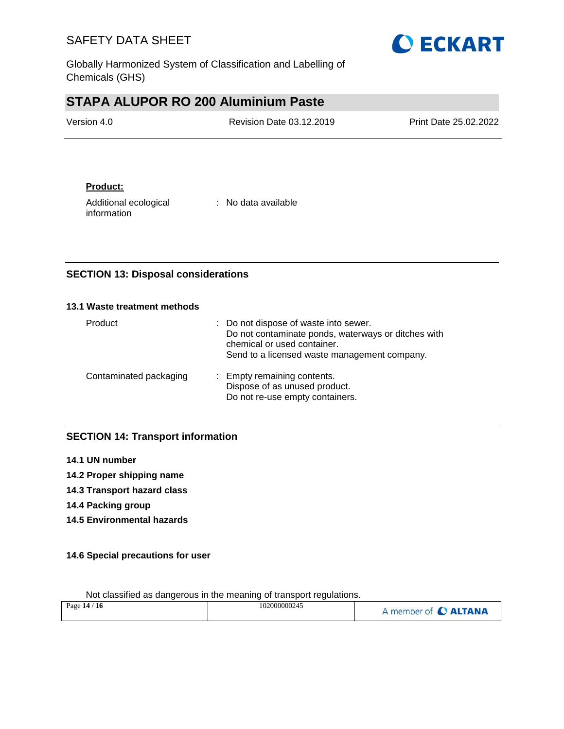**Product:**

Additional ecological information : No data available

## SECTION 13: Disposal considerations

### 13.1 Waste treatment methods

| | |
|---|---|
| Product | : Do not dispose of waste into sewer.<br>Do not contaminate ponds, waterways or ditches with chemical or used container.<br>Send to a licensed waste management company. |
| Contaminated packaging | : Empty remaining contents.<br>Dispose of as unused product.<br>Do not re-use empty containers. |

## SECTION 14: Transport information

**14.1 UN number**

**14.2 Proper shipping name**

**14.3 Transport hazard class**

**14.4 Packing group**

**14.5 Environmental hazards**

**14.6 Special precautions for user**

Not classified as dangerous in the meaning of transport regulations.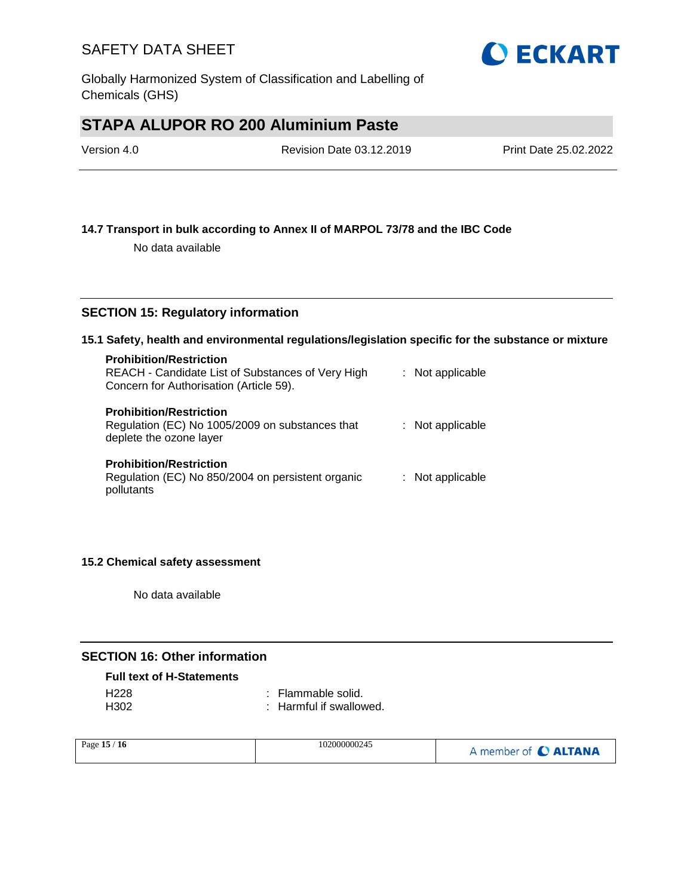### 14.7 Transport in bulk according to Annex II of MARPOL 73/78 and the IBC Code

No data available

## SECTION 15: Regulatory information

### 15.1 Safety, health and environmental regulations/legislation specific for the substance or mixture

**Prohibition/Restriction**
REACH - Candidate List of Substances of Very High Concern for Authorisation (Article 59). : Not applicable

**Prohibition/Restriction**
Regulation (EC) No 1005/2009 on substances that deplete the ozone layer : Not applicable

**Prohibition/Restriction**
Regulation (EC) No 850/2004 on persistent organic pollutants : Not applicable

### 15.2 Chemical safety assessment

No data available

## SECTION 16: Other information

**Full text of H-Statements**

H228 : Flammable solid.
H302 : Harmful if swallowed.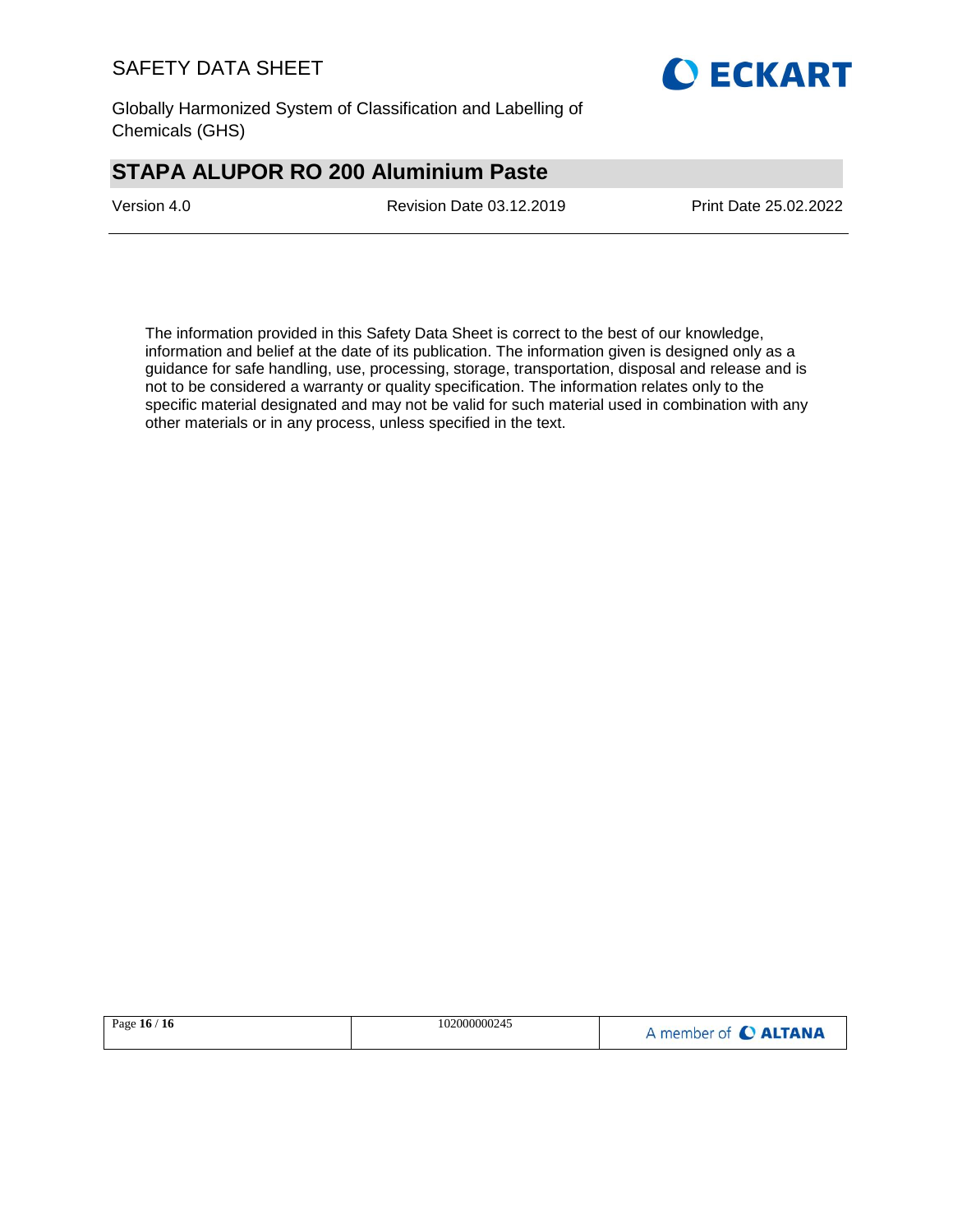The information provided in this Safety Data Sheet is correct to the best of our knowledge, information and belief at the date of its publication. The information given is designed only as a guidance for safe handling, use, processing, storage, transportation, disposal and release and is not to be considered a warranty or quality specification. The information relates only to the specific material designated and may not be valid for such material used in combination with any other materials or in any process, unless specified in the text.